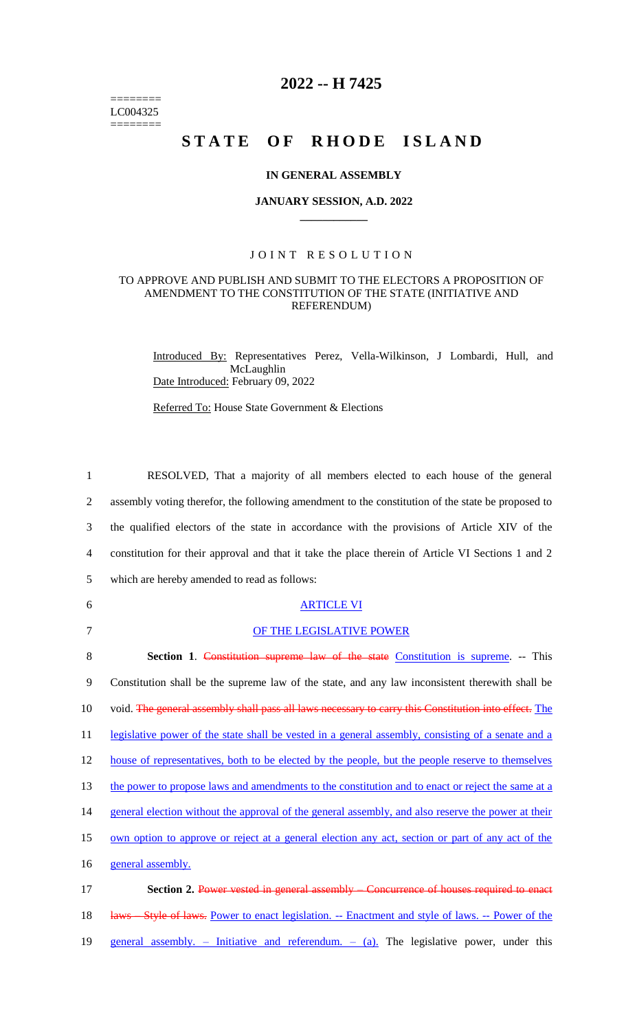========
LC004325
========

# 2022 -- H 7425

# STATE OF RHODE ISLAND

**IN GENERAL ASSEMBLY**

**JANUARY SESSION, A.D. 2022**

____________

J O I N T   R E S O L U T I O N

TO APPROVE AND PUBLISH AND SUBMIT TO THE ELECTORS A PROPOSITION OF AMENDMENT TO THE CONSTITUTION OF THE STATE (INITIATIVE AND REFERENDUM)

Introduced By: Representatives Perez, Vella-Wilkinson, J Lombardi, Hull, and McLaughlin

Date Introduced: February 09, 2022

Referred To: House State Government & Elections

1 RESOLVED, That a majority of all members elected to each house of the general
2 assembly voting therefor, the following amendment to the constitution of the state be proposed to
3 the qualified electors of the state in accordance with the provisions of Article XIV of the
4 constitution for their approval and that it take the place therein of Article VI Sections 1 and 2
5 which are hereby amended to read as follows:

6 ARTICLE VI

7 OF THE LEGISLATIVE POWER

8 **Section 1**. ~~Constitution supreme law of the state~~ Constitution is supreme. -- This
9 Constitution shall be the supreme law of the state, and any law inconsistent therewith shall be
10 void. ~~The general assembly shall pass all laws necessary to carry this Constitution into effect.~~ The
11 legislative power of the state shall be vested in a general assembly, consisting of a senate and a
12 house of representatives, both to be elected by the people, but the people reserve to themselves
13 the power to propose laws and amendments to the constitution and to enact or reject the same at a
14 general election without the approval of the general assembly, and also reserve the power at their
15 own option to approve or reject at a general election any act, section or part of any act of the
16 general assembly.

17 **Section 2.** ~~Power vested in general assembly – Concurrence of houses required to enact~~
18 ~~laws – Style of laws.~~ Power to enact legislation. -- Enactment and style of laws. -- Power of the
19 general assembly. – Initiative and referendum. – (a). The legislative power, under this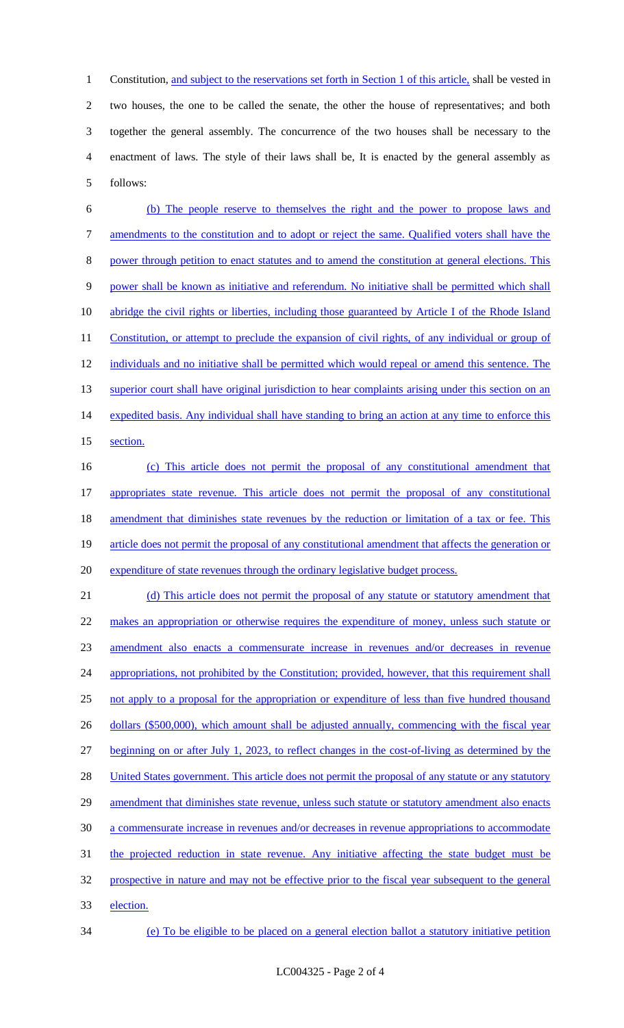Constitution, <u>and subject to the reservations set forth in Section 1 of this article,</u> shall be vested in two houses, the one to be called the senate, the other the house of representatives; and both together the general assembly. The concurrence of the two houses shall be necessary to the enactment of laws. The style of their laws shall be, It is enacted by the general assembly as follows:

<u>(b) The people reserve to themselves the right and the power to propose laws and amendments to the constitution and to adopt or reject the same. Qualified voters shall have the power through petition to enact statutes and to amend the constitution at general elections. This power shall be known as initiative and referendum. No initiative shall be permitted which shall abridge the civil rights or liberties, including those guaranteed by Article I of the Rhode Island Constitution, or attempt to preclude the expansion of civil rights, of any individual or group of individuals and no initiative shall be permitted which would repeal or amend this sentence. The superior court shall have original jurisdiction to hear complaints arising under this section on an expedited basis. Any individual shall have standing to bring an action at any time to enforce this section.</u>

<u>(c) This article does not permit the proposal of any constitutional amendment that appropriates state revenue. This article does not permit the proposal of any constitutional amendment that diminishes state revenues by the reduction or limitation of a tax or fee. This article does not permit the proposal of any constitutional amendment that affects the generation or expenditure of state revenues through the ordinary legislative budget process.</u>

<u>(d) This article does not permit the proposal of any statute or statutory amendment that makes an appropriation or otherwise requires the expenditure of money, unless such statute or amendment also enacts a commensurate increase in revenues and/or decreases in revenue appropriations, not prohibited by the Constitution; provided, however, that this requirement shall not apply to a proposal for the appropriation or expenditure of less than five hundred thousand dollars ($500,000), which amount shall be adjusted annually, commencing with the fiscal year beginning on or after July 1, 2023, to reflect changes in the cost-of-living as determined by the United States government. This article does not permit the proposal of any statute or any statutory amendment that diminishes state revenue, unless such statute or statutory amendment also enacts a commensurate increase in revenues and/or decreases in revenue appropriations to accommodate the projected reduction in state revenue. Any initiative affecting the state budget must be prospective in nature and may not be effective prior to the fiscal year subsequent to the general election.</u>

<u>(e) To be eligible to be placed on a general election ballot a statutory initiative petition</u>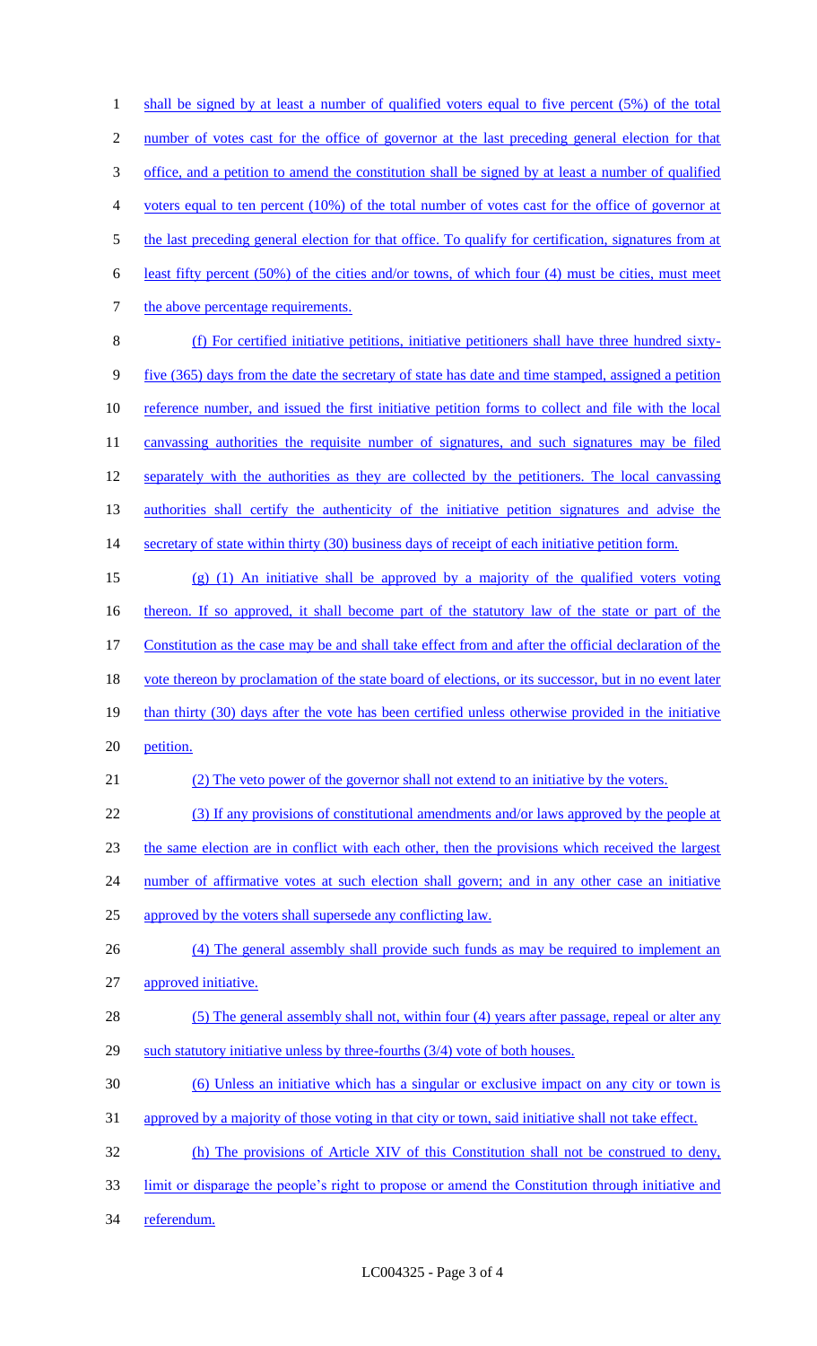shall be signed by at least a number of qualified voters equal to five percent (5%) of the total number of votes cast for the office of governor at the last preceding general election for that office, and a petition to amend the constitution shall be signed by at least a number of qualified voters equal to ten percent (10%) of the total number of votes cast for the office of governor at the last preceding general election for that office. To qualify for certification, signatures from at least fifty percent (50%) of the cities and/or towns, of which four (4) must be cities, must meet the above percentage requirements.

(f) For certified initiative petitions, initiative petitioners shall have three hundred sixty-five (365) days from the date the secretary of state has date and time stamped, assigned a petition reference number, and issued the first initiative petition forms to collect and file with the local canvassing authorities the requisite number of signatures, and such signatures may be filed separately with the authorities as they are collected by the petitioners. The local canvassing authorities shall certify the authenticity of the initiative petition signatures and advise the secretary of state within thirty (30) business days of receipt of each initiative petition form.

(g) (1) An initiative shall be approved by a majority of the qualified voters voting thereon. If so approved, it shall become part of the statutory law of the state or part of the Constitution as the case may be and shall take effect from and after the official declaration of the vote thereon by proclamation of the state board of elections, or its successor, but in no event later than thirty (30) days after the vote has been certified unless otherwise provided in the initiative petition.

(2) The veto power of the governor shall not extend to an initiative by the voters.

(3) If any provisions of constitutional amendments and/or laws approved by the people at the same election are in conflict with each other, then the provisions which received the largest number of affirmative votes at such election shall govern; and in any other case an initiative approved by the voters shall supersede any conflicting law.

(4) The general assembly shall provide such funds as may be required to implement an approved initiative.

(5) The general assembly shall not, within four (4) years after passage, repeal or alter any such statutory initiative unless by three-fourths (3/4) vote of both houses.

(6) Unless an initiative which has a singular or exclusive impact on any city or town is approved by a majority of those voting in that city or town, said initiative shall not take effect.

(h) The provisions of Article XIV of this Constitution shall not be construed to deny, limit or disparage the people's right to propose or amend the Constitution through initiative and referendum.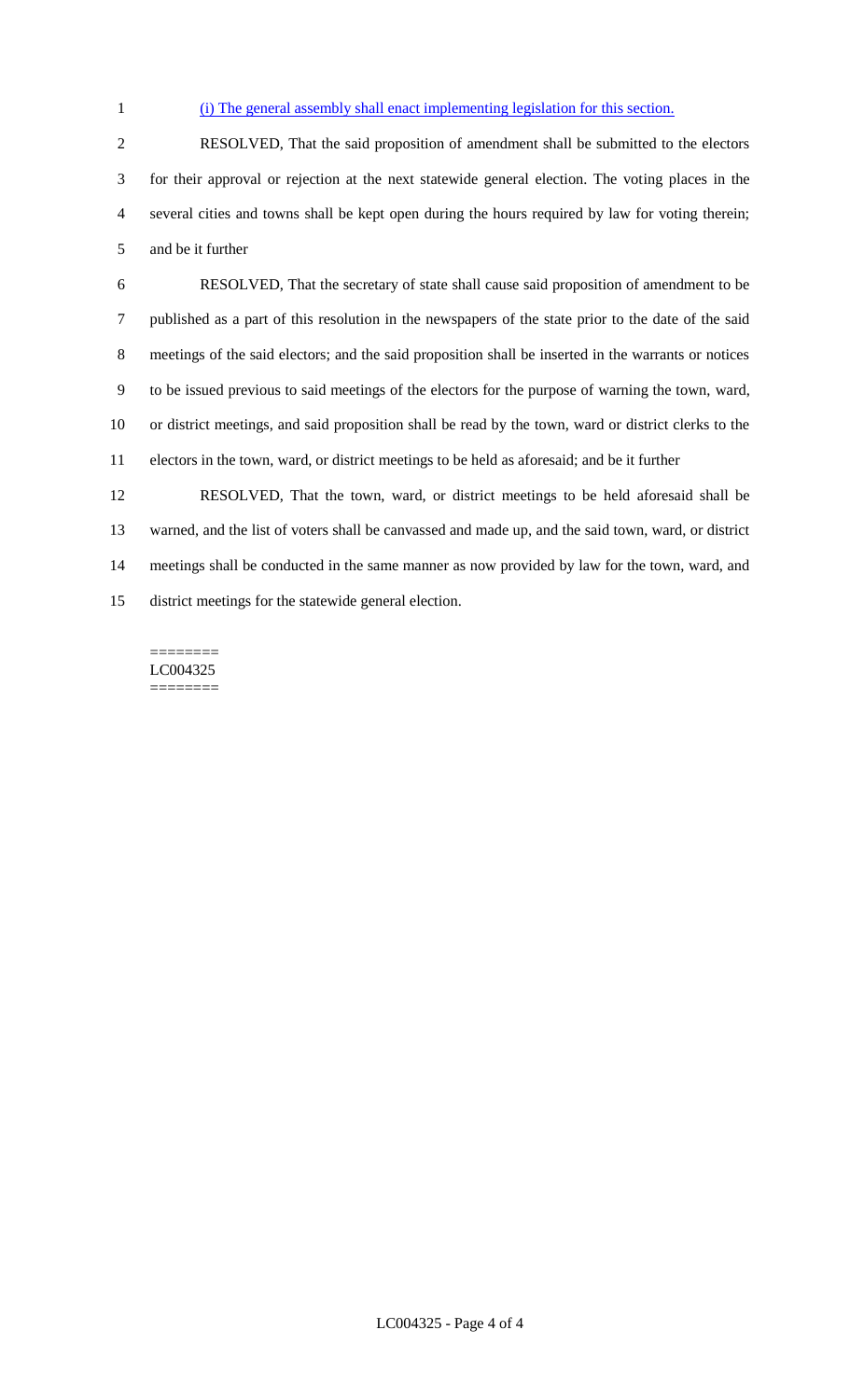(i) The general assembly shall enact implementing legislation for this section.

RESOLVED, That the said proposition of amendment shall be submitted to the electors for their approval or rejection at the next statewide general election. The voting places in the several cities and towns shall be kept open during the hours required by law for voting therein; and be it further

RESOLVED, That the secretary of state shall cause said proposition of amendment to be published as a part of this resolution in the newspapers of the state prior to the date of the said meetings of the said electors; and the said proposition shall be inserted in the warrants or notices to be issued previous to said meetings of the electors for the purpose of warning the town, ward, or district meetings, and said proposition shall be read by the town, ward or district clerks to the electors in the town, ward, or district meetings to be held as aforesaid; and be it further

RESOLVED, That the town, ward, or district meetings to be held aforesaid shall be warned, and the list of voters shall be canvassed and made up, and the said town, ward, or district meetings shall be conducted in the same manner as now provided by law for the town, ward, and district meetings for the statewide general election.

========
LC004325
========